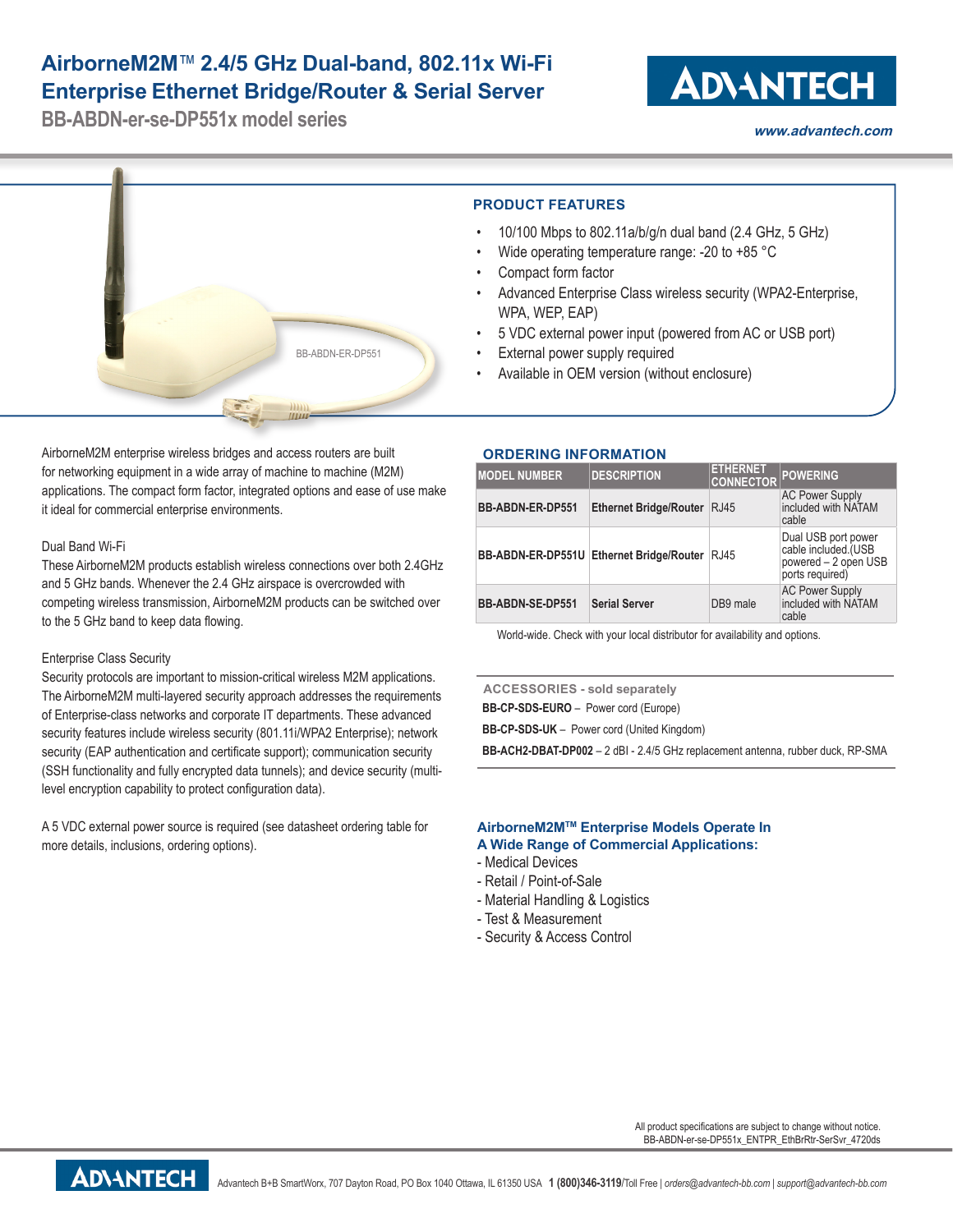# AirborneM2M™ 2.4/5 GHz Dual-band, 802.11x Wi-Fi Enterprise Ethernet Bridge/Router & Serial Server

## BB-ABDN-er-se-DP551x model series

www.advantech.com

BB-ABDN-ER-DP551

### PRODUCT FEATURES

- 10/100 Mbps to 802.11a/b/g/n dual band (2.4 GHz, 5 GHz)
- Wide operating temperature range: -20 to +85 °C
- Compact form factor
- Advanced Enterprise Class wireless security (WPA2-Enterprise, WPA, WEP, EAP)
- 5 VDC external power input (powered from AC or USB port)
- External power supply required
- Available in OEM version (without enclosure)

AirborneM2M enterprise wireless bridges and access routers are built for networking equipment in a wide array of machine to machine (M2M) applications. The compact form factor, integrated options and ease of use make it ideal for commercial enterprise environments.

Dual Band Wi-Fi

These AirborneM2M products establish wireless connections over both 2.4GHz and 5 GHz bands. Whenever the 2.4 GHz airspace is overcrowded with competing wireless transmission, AirborneM2M products can be switched over to the 5 GHz band to keep data flowing.

Enterprise Class Security

Security protocols are important to mission-critical wireless M2M applications. The AirborneM2M multi-layered security approach addresses the requirements of Enterprise-class networks and corporate IT departments. These advanced security features include wireless security (801.11i/WPA2 Enterprise); network security (EAP authentication and certificate support); communication security (SSH functionality and fully encrypted data tunnels); and device security (multi-level encryption capability to protect configuration data).

A 5 VDC external power source is required (see datasheet ordering table for more details, inclusions, ordering options).

### ORDERING INFORMATION

| MODEL NUMBER | DESCRIPTION | ETHERNET CONNECTOR | POWERING |
|---|---|---|---|
| **BB-ABDN-ER-DP551** | **Ethernet Bridge/Router** | RJ45 | AC Power Supply included with NATAM cable |
| **BB-ABDN-ER-DP551U** | **Ethernet Bridge/Router** | RJ45 | Dual USB port power cable included.(USB powered – 2 open USB ports required) |
| **BB-ABDN-SE-DP551** | **Serial Server** | DB9 male | AC Power Supply included with NATAM cable |

World-wide. Check with your local distributor for availability and options.

### ACCESSORIES - sold separately

**BB-CP-SDS-EURO** – Power cord (Europe)

**BB-CP-SDS-UK** – Power cord (United Kingdom)

**BB-ACH2-DBAT-DP002** – 2 dBi - 2.4/5 GHz replacement antenna, rubber duck, RP-SMA

### AirborneM2M™ Enterprise Models Operate In A Wide Range of Commercial Applications:

- Medical Devices
- Retail / Point-of-Sale
- Material Handling & Logistics
- Test & Measurement
- Security & Access Control

All product specifications are subject to change without notice.
BB-ABDN-er-se-DP551x_ENTPR_EthBrRtr-SerSvr_4720ds

Advantech B+B SmartWorx, 707 Dayton Road, PO Box 1040 Ottawa, IL 61350 USA **1 (800)346-3119**/Toll Free | *orders@advantech-bb.com* | *support@advantech-bb.com*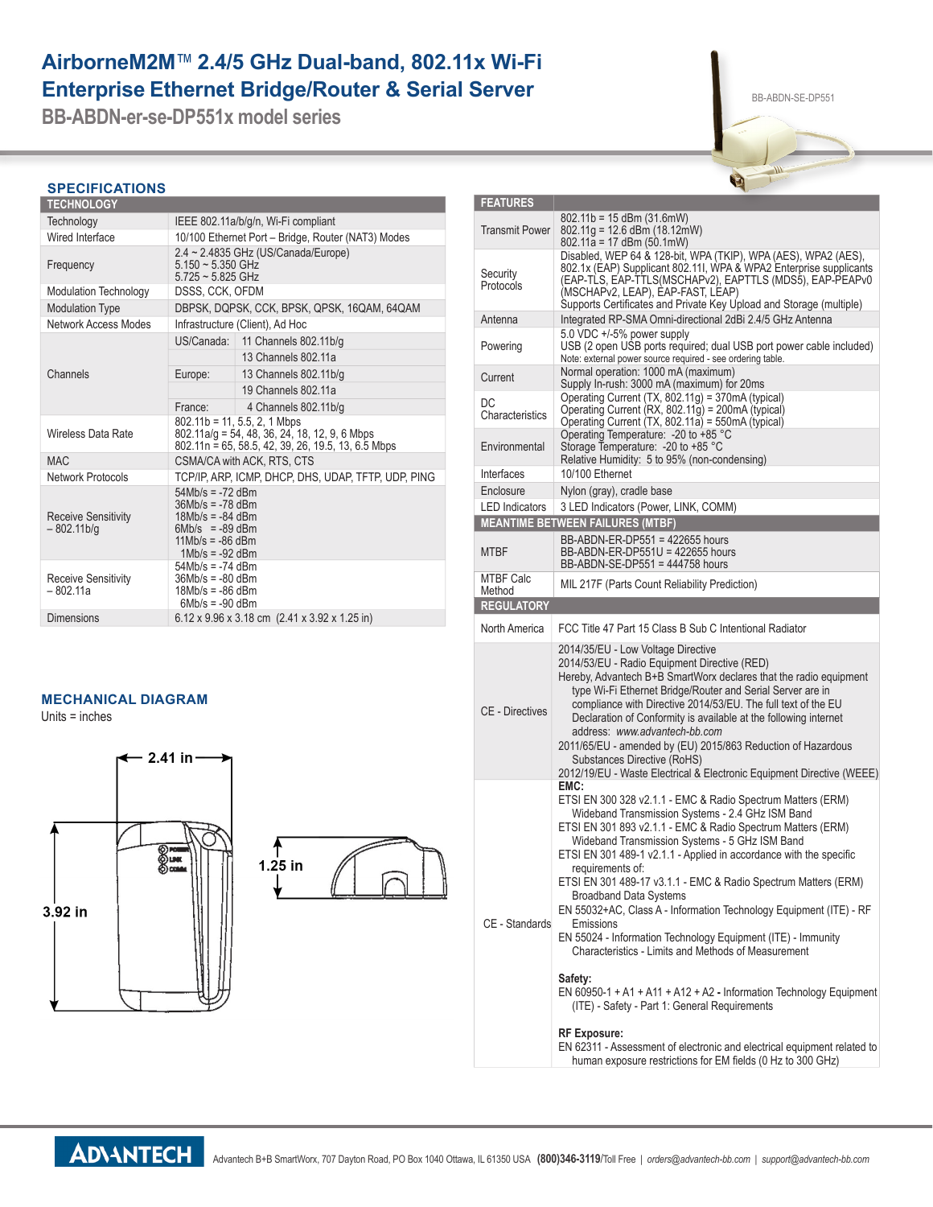# AirborneM2M™ 2.4/5 GHz Dual-band, 802.11x Wi-Fi Enterprise Ethernet Bridge/Router & Serial Server

## BB-ABDN-er-se-DP551x model series

BB-ABDN-SE-DP551

## SPECIFICATIONS

| TECHNOLOGY | | |
|---|---|---|
| Technology | IEEE 802.11a/b/g/n, Wi-Fi compliant | |
| Wired Interface | 10/100 Ethernet Port – Bridge, Router (NAT3) Modes | |
| Frequency | 2.4 ~ 2.4835 GHz (US/Canada/Europe)<br>5.150 ~ 5.350 GHz<br>5.725 ~ 5.825 GHz | |
| Modulation Technology | DSSS, CCK, OFDM | |
| Modulation Type | DBPSK, DQPSK, CCK, BPSK, QPSK, 16QAM, 64QAM | |
| Network Access Modes | Infrastructure (Client), Ad Hoc | |
| Channels | US/Canada: | 11 Channels 802.11b/g |
| | | 13 Channels 802.11a |
| | Europe: | 13 Channels 802.11b/g |
| | | 19 Channels 802.11a |
| | France: | 4 Channels 802.11b/g |
| Wireless Data Rate | 802.11b = 11, 5.5, 2, 1 Mbps<br>802.11a/g = 54, 48, 36, 24, 18, 12, 9, 6 Mbps<br>802.11n = 65, 58.5, 42, 39, 26, 19.5, 13, 6.5 Mbps | |
| MAC | CSMA/CA with ACK, RTS, CTS | |
| Network Protocols | TCP/IP, ARP, ICMP, DHCP, DHS, UDAP, TFTP, UDP, PING | |
| Receive Sensitivity – 802.11b/g | 54Mb/s = -72 dBm<br>36Mb/s = -78 dBm<br>18Mb/s = -84 dBm<br>6Mb/s = -89 dBm<br>11Mb/s = -86 dBm<br>1Mb/s = -92 dBm | |
| Receive Sensitivity – 802.11a | 54Mb/s = -74 dBm<br>36Mb/s = -80 dBm<br>18Mb/s = -86 dBm<br>6Mb/s = -90 dBm | |
| Dimensions | 6.12 x 9.96 x 3.18 cm (2.41 x 3.92 x 1.25 in) | |

## MECHANICAL DIAGRAM

Units = inches

2.41 in

3.92 in

1.25 in

POWER
LINK
COMM

| FEATURES | |
|---|---|
| Transmit Power | 802.11b = 15 dBm (31.6mW)<br>802.11g = 12.6 dBm (18.12mW)<br>802.11a = 17 dBm (50.1mW) |
| Security Protocols | Disabled, WEP 64 & 128-bit, WPA (TKIP), WPA (AES), WPA2 (AES), 802.1x (EAP) Supplicant 802.11I, WPA & WPA2 Enterprise supplicants (EAP-TLS, EAP-TTLS(MSCHAPv2), EAPTTLS (MDS5), EAP-PEAPv0 (MSCHAPv2, LEAP), EAP-FAST, LEAP)<br>Supports Certificates and Private Key Upload and Storage (multiple) |
| Antenna | Integrated RP-SMA Omni-directional 2dBi 2.4/5 GHz Antenna |
| Powering | 5.0 VDC +/-5% power supply<br>USB (2 open USB ports required; dual USB port power cable included)<br>Note: external power source required - see ordering table. |
| Current | Normal operation: 1000 mA (maximum)<br>Supply In-rush: 3000 mA (maximum) for 20ms |
| DC Characteristics | Operating Current (TX, 802.11g) = 370mA (typical)<br>Operating Current (RX, 802.11g) = 200mA (typical)<br>Operating Current (TX, 802.11a) = 550mA (typical) |
| Environmental | Operating Temperature: -20 to +85 °C<br>Storage Temperature: -20 to +85 °C<br>Relative Humidity: 5 to 95% (non-condensing) |
| Interfaces | 10/100 Ethernet |
| Enclosure | Nylon (gray), cradle base |
| LED Indicators | 3 LED Indicators (Power, LINK, COMM) |
| **MEANTIME BETWEEN FAILURES (MTBF)** | |
| MTBF | BB-ABDN-ER-DP551 = 422655 hours<br>BB-ABDN-ER-DP551U = 422655 hours<br>BB-ABDN-SE-DP551 = 444758 hours |
| MTBF Calc Method | MIL 217F (Parts Count Reliability Prediction) |
| **REGULATORY** | |
| North America | FCC Title 47 Part 15 Class B Sub C Intentional Radiator |
| CE - Directives | 2014/35/EU - Low Voltage Directive<br>2014/53/EU - Radio Equipment Directive (RED)<br>Hereby, Advantech B+B SmartWorx declares that the radio equipment type Wi-Fi Ethernet Bridge/Router and Serial Server are in compliance with Directive 2014/53/EU. The full text of the EU Declaration of Conformity is available at the following internet address: *www.advantech-bb.com*<br>2011/65/EU - amended by (EU) 2015/863 Reduction of Hazardous Substances Directive (RoHS)<br>2012/19/EU - Waste Electrical & Electronic Equipment Directive (WEEE) |
| CE - Standards | **EMC:**<br>ETSI EN 300 328 v2.1.1 - EMC & Radio Spectrum Matters (ERM) Wideband Transmission Systems - 2.4 GHz ISM Band<br>ETSI EN 301 893 v2.1.1 - EMC & Radio Spectrum Matters (ERM) Wideband Transmission Systems - 5 GHz ISM Band<br>ETSI EN 301 489-1 v2.1.1 - Applied in accordance with the specific requirements of:<br>ETSI EN 301 489-17 v3.1.1 - EMC & Radio Spectrum Matters (ERM) Broadband Data Systems<br>EN 55032+AC, Class A - Information Technology Equipment (ITE) - RF Emissions<br>EN 55024 - Information Technology Equipment (ITE) - Immunity Characteristics - Limits and Methods of Measurement<br><br>**Safety:**<br>EN 60950-1 + A1 + A11 + A12 + A2 - Information Technology Equipment (ITE) - Safety - Part 1: General Requirements<br><br>**RF Exposure:**<br>EN 62311 - Assessment of electronic and electrical equipment related to human exposure restrictions for EM fields (0 Hz to 300 GHz) |

ADVANTECH Advantech B+B SmartWorx, 707 Dayton Road, PO Box 1040 Ottawa, IL 61350 USA **(800)346-3119**/Toll Free | *orders@advantech-bb.com* | *support@advantech-bb.com*